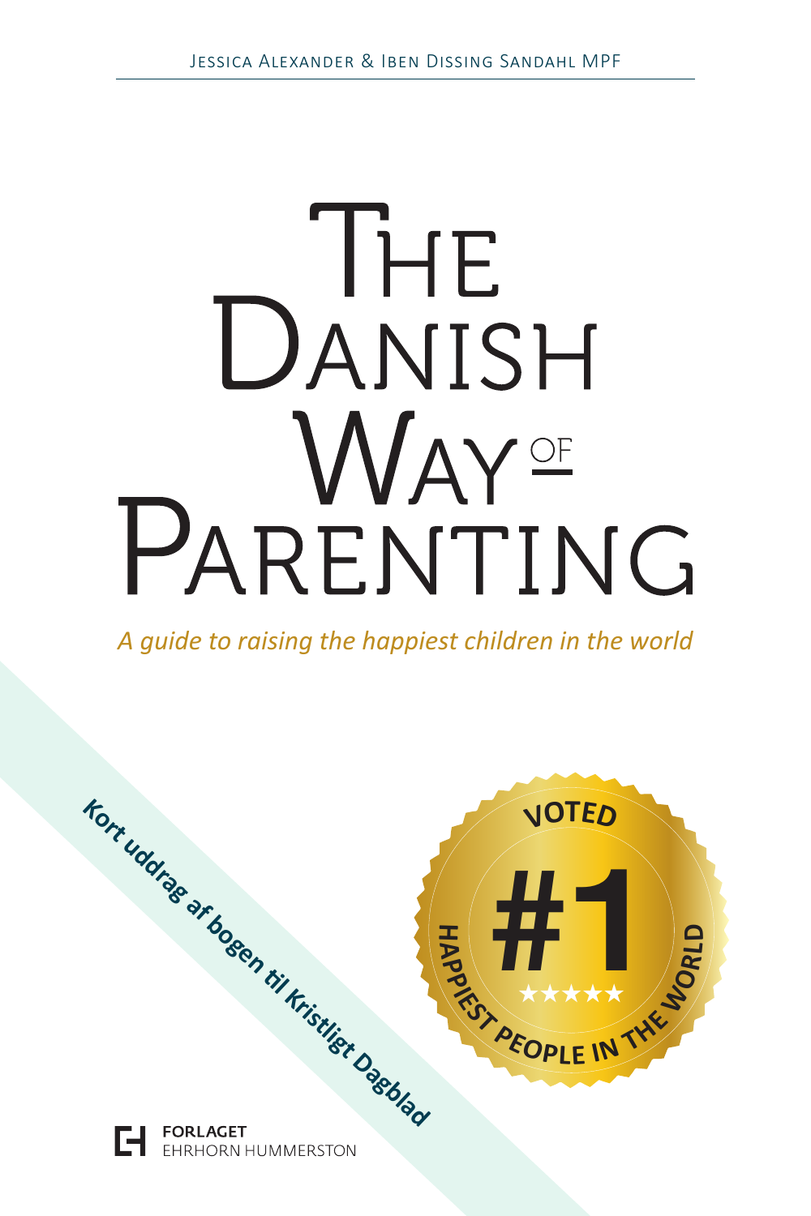Jessica Alexander & Iben Dissing Sandahl MPF

# The Danish Way of Parenting

*A guide to raising the happiest children in the world*

Kort uddrag af bogen til Kristligt Dagblad

VOTED #1 HAPPIEST PEOPLE IN THE WORLD

FORLAGET EHRHORN HUMMERSTON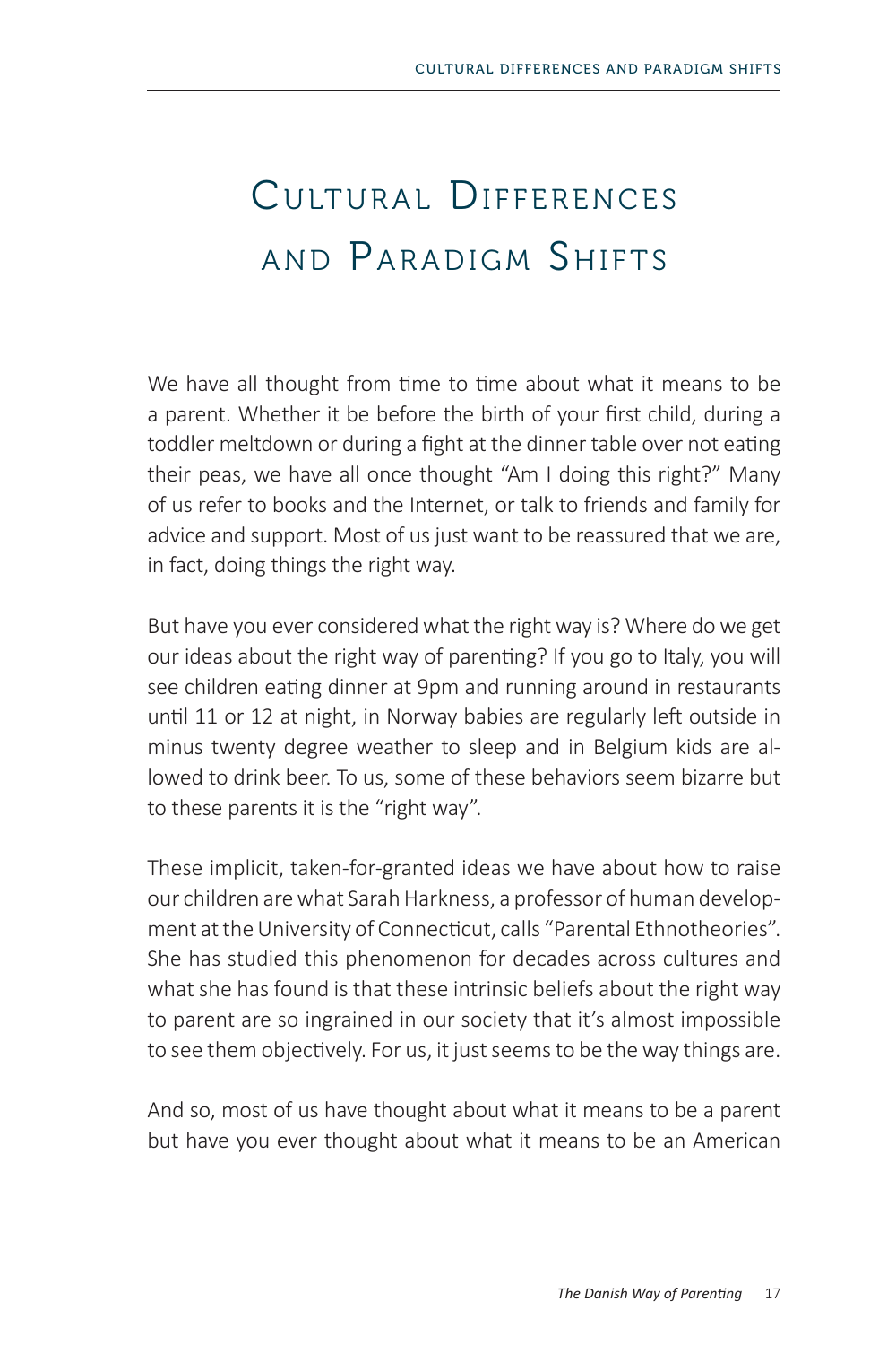# Cultural Differences and Paradigm Shifts

We have all thought from time to time about what it means to be a parent. Whether it be before the birth of your first child, during a toddler meltdown or during a fight at the dinner table over not eating their peas, we have all once thought "Am I doing this right?" Many of us refer to books and the Internet, or talk to friends and family for advice and support. Most of us just want to be reassured that we are, in fact, doing things the right way.

But have you ever considered what the right way is? Where do we get our ideas about the right way of parenting? If you go to Italy, you will see children eating dinner at 9pm and running around in restaurants until 11 or 12 at night, in Norway babies are regularly left outside in minus twenty degree weather to sleep and in Belgium kids are allowed to drink beer. To us, some of these behaviors seem bizarre but to these parents it is the "right way".

These implicit, taken-for-granted ideas we have about how to raise our children are what Sarah Harkness, a professor of human development at the University of Connecticut, calls "Parental Ethnotheories". She has studied this phenomenon for decades across cultures and what she has found is that these intrinsic beliefs about the right way to parent are so ingrained in our society that it's almost impossible to see them objectively. For us, it just seems to be the way things are.

And so, most of us have thought about what it means to be a parent but have you ever thought about what it means to be an American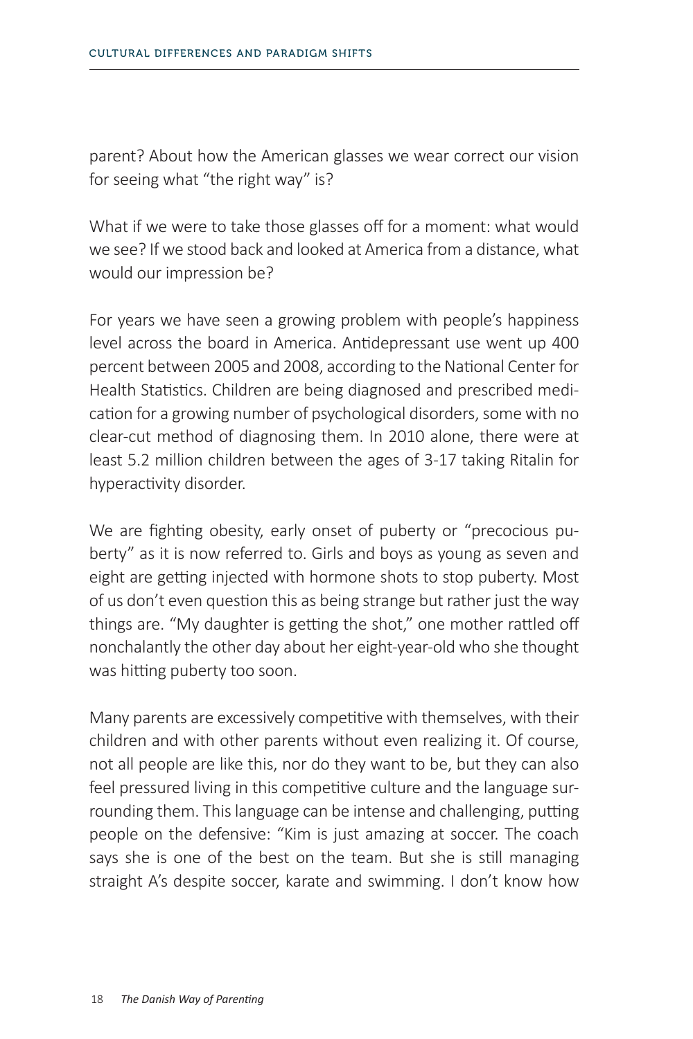parent? About how the American glasses we wear correct our vision for seeing what "the right way" is?

What if we were to take those glasses off for a moment: what would we see? If we stood back and looked at America from a distance, what would our impression be?

For years we have seen a growing problem with people's happiness level across the board in America. Antidepressant use went up 400 percent between 2005 and 2008, according to the National Center for Health Statistics. Children are being diagnosed and prescribed medication for a growing number of psychological disorders, some with no clear-cut method of diagnosing them. In 2010 alone, there were at least 5.2 million children between the ages of 3-17 taking Ritalin for hyperactivity disorder.

We are fighting obesity, early onset of puberty or "precocious puberty" as it is now referred to. Girls and boys as young as seven and eight are getting injected with hormone shots to stop puberty. Most of us don't even question this as being strange but rather just the way things are. "My daughter is getting the shot," one mother rattled off nonchalantly the other day about her eight-year-old who she thought was hitting puberty too soon.

Many parents are excessively competitive with themselves, with their children and with other parents without even realizing it. Of course, not all people are like this, nor do they want to be, but they can also feel pressured living in this competitive culture and the language surrounding them. This language can be intense and challenging, putting people on the defensive: "Kim is just amazing at soccer. The coach says she is one of the best on the team. But she is still managing straight A's despite soccer, karate and swimming. I don't know how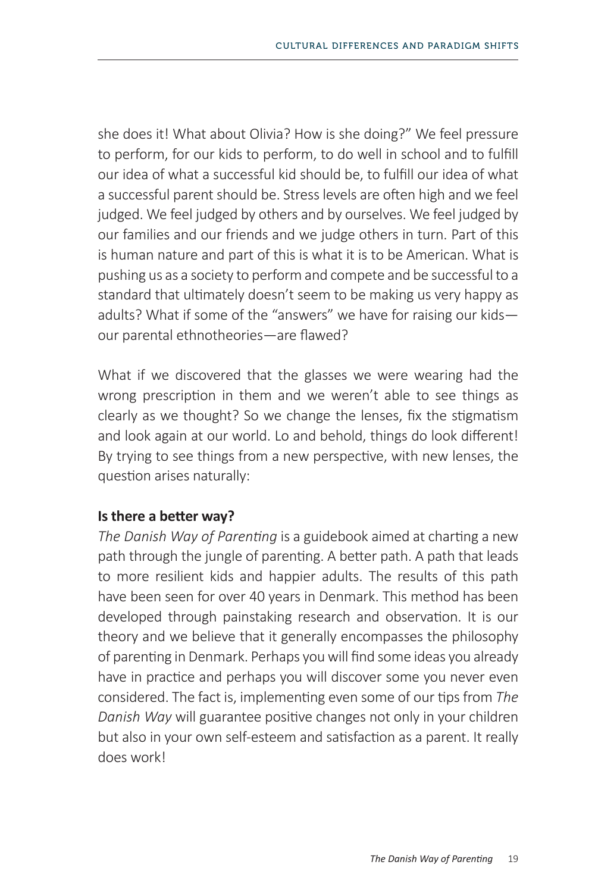she does it! What about Olivia? How is she doing?" We feel pressure to perform, for our kids to perform, to do well in school and to fulfill our idea of what a successful kid should be, to fulfill our idea of what a successful parent should be. Stress levels are often high and we feel judged. We feel judged by others and by ourselves. We feel judged by our families and our friends and we judge others in turn. Part of this is human nature and part of this is what it is to be American. What is pushing us as a society to perform and compete and be successful to a standard that ultimately doesn't seem to be making us very happy as adults? What if some of the "answers" we have for raising our kids—our parental ethnotheories—are flawed?

What if we discovered that the glasses we were wearing had the wrong prescription in them and we weren't able to see things as clearly as we thought? So we change the lenses, fix the stigmatism and look again at our world. Lo and behold, things do look different! By trying to see things from a new perspective, with new lenses, the question arises naturally:

**Is there a better way?**

*The Danish Way of Parenting* is a guidebook aimed at charting a new path through the jungle of parenting. A better path. A path that leads to more resilient kids and happier adults. The results of this path have been seen for over 40 years in Denmark. This method has been developed through painstaking research and observation. It is our theory and we believe that it generally encompasses the philosophy of parenting in Denmark. Perhaps you will find some ideas you already have in practice and perhaps you will discover some you never even considered. The fact is, implementing even some of our tips from *The Danish Way* will guarantee positive changes not only in your children but also in your own self-esteem and satisfaction as a parent. It really does work!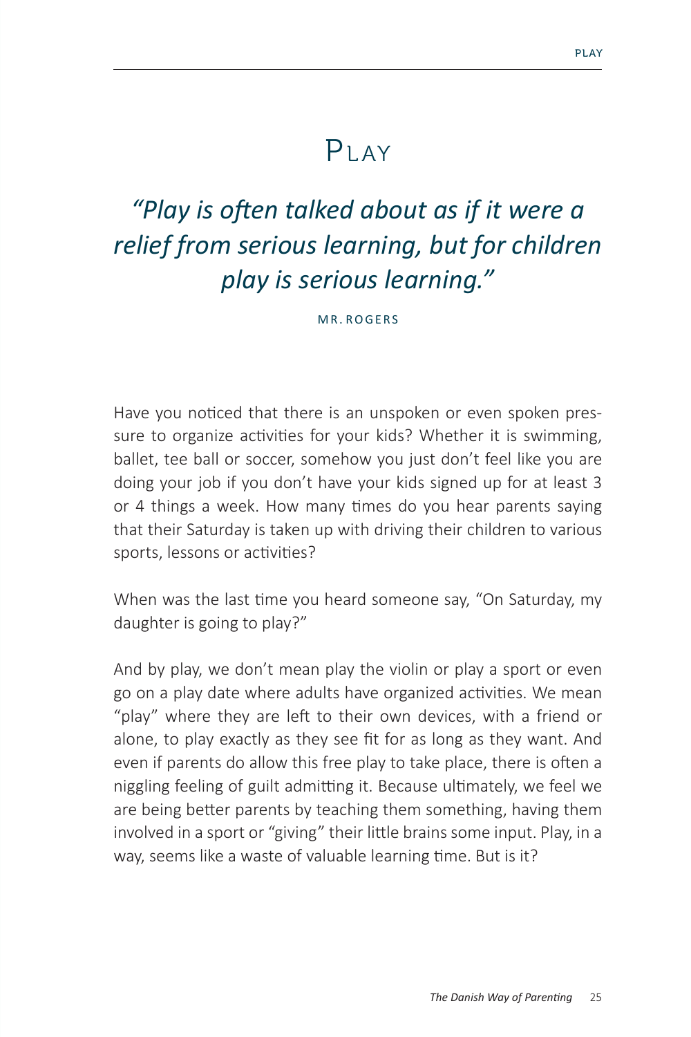# Play

*"Play is often talked about as if it were a relief from serious learning, but for children play is serious learning."*

MR. ROGERS

Have you noticed that there is an unspoken or even spoken pressure to organize activities for your kids? Whether it is swimming, ballet, tee ball or soccer, somehow you just don't feel like you are doing your job if you don't have your kids signed up for at least 3 or 4 things a week. How many times do you hear parents saying that their Saturday is taken up with driving their children to various sports, lessons or activities?

When was the last time you heard someone say, "On Saturday, my daughter is going to play?"

And by play, we don't mean play the violin or play a sport or even go on a play date where adults have organized activities. We mean "play" where they are left to their own devices, with a friend or alone, to play exactly as they see fit for as long as they want. And even if parents do allow this free play to take place, there is often a niggling feeling of guilt admitting it. Because ultimately, we feel we are being better parents by teaching them something, having them involved in a sport or "giving" their little brains some input. Play, in a way, seems like a waste of valuable learning time. But is it?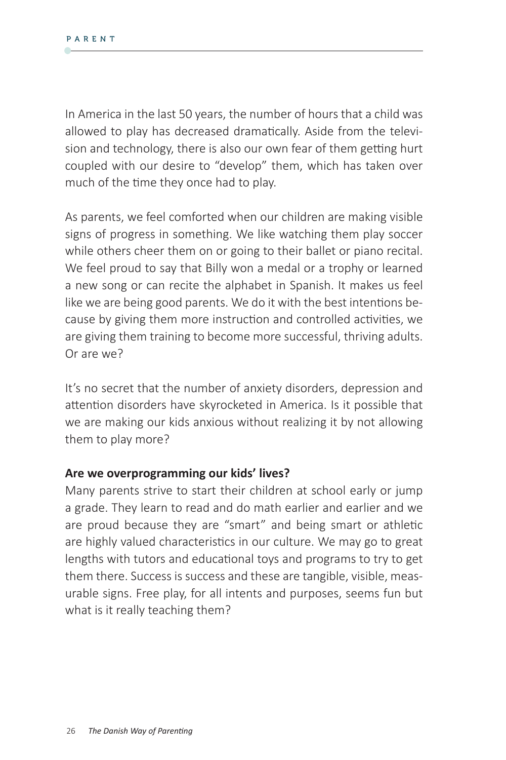In America in the last 50 years, the number of hours that a child was allowed to play has decreased dramatically. Aside from the television and technology, there is also our own fear of them getting hurt coupled with our desire to "develop" them, which has taken over much of the time they once had to play.

As parents, we feel comforted when our children are making visible signs of progress in something. We like watching them play soccer while others cheer them on or going to their ballet or piano recital. We feel proud to say that Billy won a medal or a trophy or learned a new song or can recite the alphabet in Spanish. It makes us feel like we are being good parents. We do it with the best intentions because by giving them more instruction and controlled activities, we are giving them training to become more successful, thriving adults. Or are we?

It's no secret that the number of anxiety disorders, depression and attention disorders have skyrocketed in America. Is it possible that we are making our kids anxious without realizing it by not allowing them to play more?

**Are we overprogramming our kids' lives?**

Many parents strive to start their children at school early or jump a grade. They learn to read and do math earlier and earlier and we are proud because they are "smart" and being smart or athletic are highly valued characteristics in our culture. We may go to great lengths with tutors and educational toys and programs to try to get them there. Success is success and these are tangible, visible, measurable signs. Free play, for all intents and purposes, seems fun but what is it really teaching them?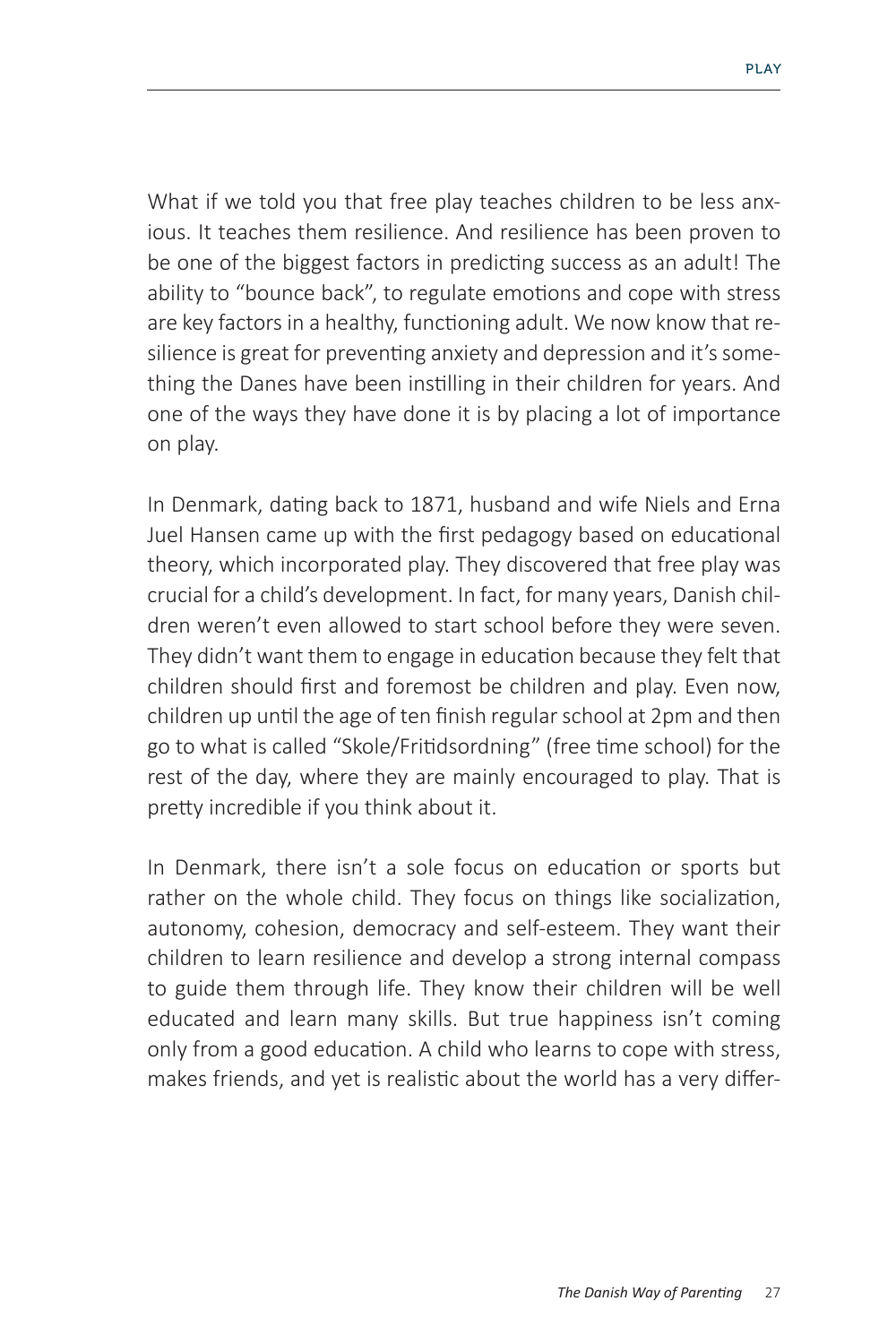What if we told you that free play teaches children to be less anxious. It teaches them resilience. And resilience has been proven to be one of the biggest factors in predicting success as an adult! The ability to "bounce back", to regulate emotions and cope with stress are key factors in a healthy, functioning adult. We now know that resilience is great for preventing anxiety and depression and it's something the Danes have been instilling in their children for years. And one of the ways they have done it is by placing a lot of importance on play.

In Denmark, dating back to 1871, husband and wife Niels and Erna Juel Hansen came up with the first pedagogy based on educational theory, which incorporated play. They discovered that free play was crucial for a child's development. In fact, for many years, Danish children weren't even allowed to start school before they were seven. They didn't want them to engage in education because they felt that children should first and foremost be children and play. Even now, children up until the age of ten finish regular school at 2pm and then go to what is called "Skole/Fritidsordning" (free time school) for the rest of the day, where they are mainly encouraged to play. That is pretty incredible if you think about it.

In Denmark, there isn't a sole focus on education or sports but rather on the whole child. They focus on things like socialization, autonomy, cohesion, democracy and self-esteem. They want their children to learn resilience and develop a strong internal compass to guide them through life. They know their children will be well educated and learn many skills. But true happiness isn't coming only from a good education. A child who learns to cope with stress, makes friends, and yet is realistic about the world has a very differ-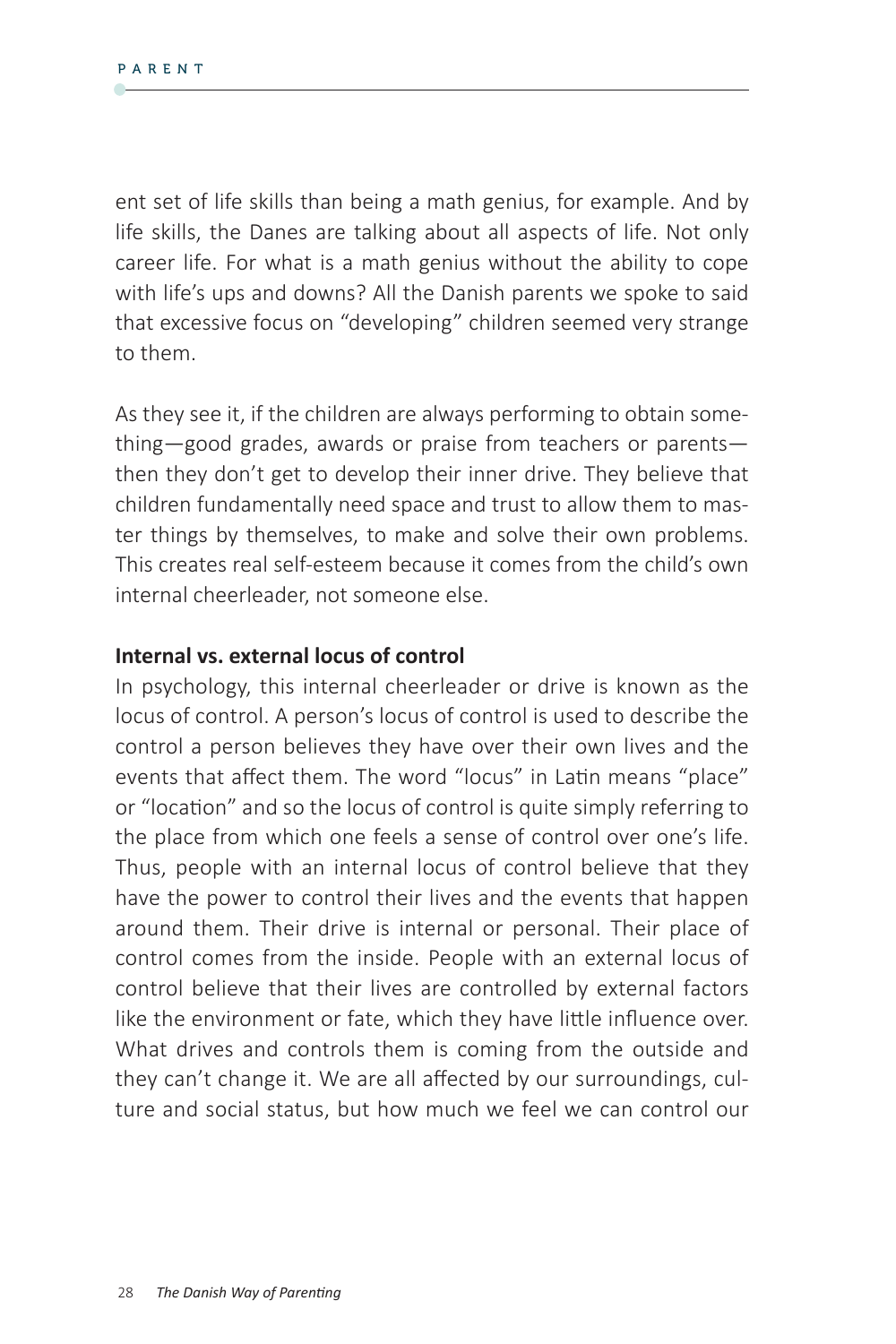ent set of life skills than being a math genius, for example. And by life skills, the Danes are talking about all aspects of life. Not only career life. For what is a math genius without the ability to cope with life's ups and downs? All the Danish parents we spoke to said that excessive focus on "developing" children seemed very strange to them.

As they see it, if the children are always performing to obtain something—good grades, awards or praise from teachers or parents—then they don't get to develop their inner drive. They believe that children fundamentally need space and trust to allow them to master things by themselves, to make and solve their own problems. This creates real self-esteem because it comes from the child's own internal cheerleader, not someone else.

**Internal vs. external locus of control**

In psychology, this internal cheerleader or drive is known as the locus of control. A person's locus of control is used to describe the control a person believes they have over their own lives and the events that affect them. The word "locus" in Latin means "place" or "location" and so the locus of control is quite simply referring to the place from which one feels a sense of control over one's life. Thus, people with an internal locus of control believe that they have the power to control their lives and the events that happen around them. Their drive is internal or personal. Their place of control comes from the inside. People with an external locus of control believe that their lives are controlled by external factors like the environment or fate, which they have little influence over. What drives and controls them is coming from the outside and they can't change it. We are all affected by our surroundings, culture and social status, but how much we feel we can control our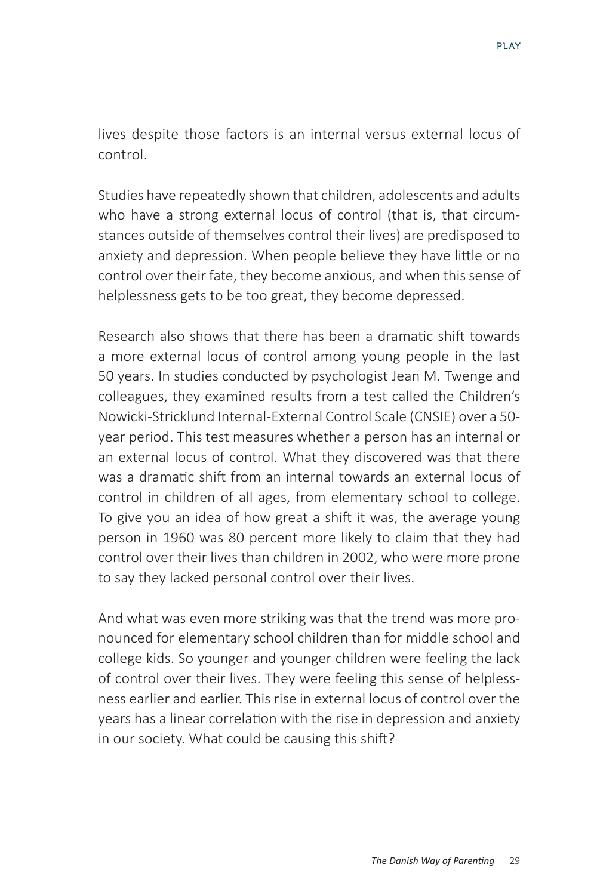lives despite those factors is an internal versus external locus of control.

Studies have repeatedly shown that children, adolescents and adults who have a strong external locus of control (that is, that circumstances outside of themselves control their lives) are predisposed to anxiety and depression. When people believe they have little or no control over their fate, they become anxious, and when this sense of helplessness gets to be too great, they become depressed.

Research also shows that there has been a dramatic shift towards a more external locus of control among young people in the last 50 years. In studies conducted by psychologist Jean M. Twenge and colleagues, they examined results from a test called the Children's Nowicki-Stricklund Internal-External Control Scale (CNSIE) over a 50-year period. This test measures whether a person has an internal or an external locus of control. What they discovered was that there was a dramatic shift from an internal towards an external locus of control in children of all ages, from elementary school to college. To give you an idea of how great a shift it was, the average young person in 1960 was 80 percent more likely to claim that they had control over their lives than children in 2002, who were more prone to say they lacked personal control over their lives.

And what was even more striking was that the trend was more pronounced for elementary school children than for middle school and college kids. So younger and younger children were feeling the lack of control over their lives. They were feeling this sense of helplessness earlier and earlier. This rise in external locus of control over the years has a linear correlation with the rise in depression and anxiety in our society. What could be causing this shift?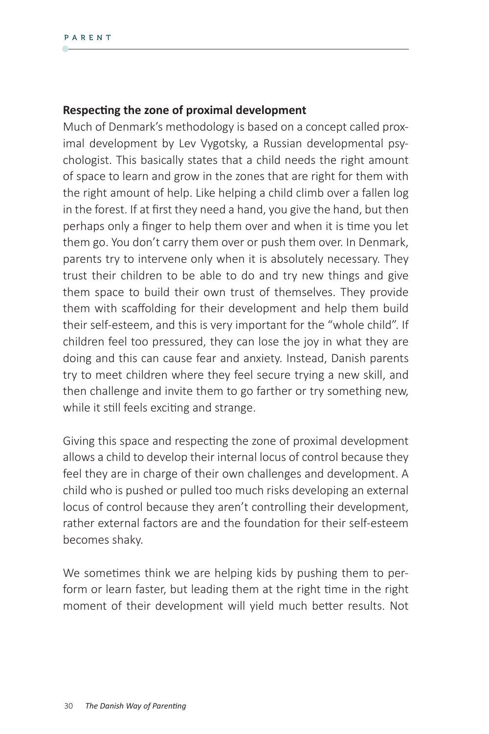### Respecting the zone of proximal development

Much of Denmark's methodology is based on a concept called proximal development by Lev Vygotsky, a Russian developmental psychologist. This basically states that a child needs the right amount of space to learn and grow in the zones that are right for them with the right amount of help. Like helping a child climb over a fallen log in the forest. If at first they need a hand, you give the hand, but then perhaps only a finger to help them over and when it is time you let them go. You don't carry them over or push them over. In Denmark, parents try to intervene only when it is absolutely necessary. They trust their children to be able to do and try new things and give them space to build their own trust of themselves. They provide them with scaffolding for their development and help them build their self-esteem, and this is very important for the "whole child". If children feel too pressured, they can lose the joy in what they are doing and this can cause fear and anxiety. Instead, Danish parents try to meet children where they feel secure trying a new skill, and then challenge and invite them to go farther or try something new, while it still feels exciting and strange.

Giving this space and respecting the zone of proximal development allows a child to develop their internal locus of control because they feel they are in charge of their own challenges and development. A child who is pushed or pulled too much risks developing an external locus of control because they aren't controlling their development, rather external factors are and the foundation for their self-esteem becomes shaky.

We sometimes think we are helping kids by pushing them to perform or learn faster, but leading them at the right time in the right moment of their development will yield much better results. Not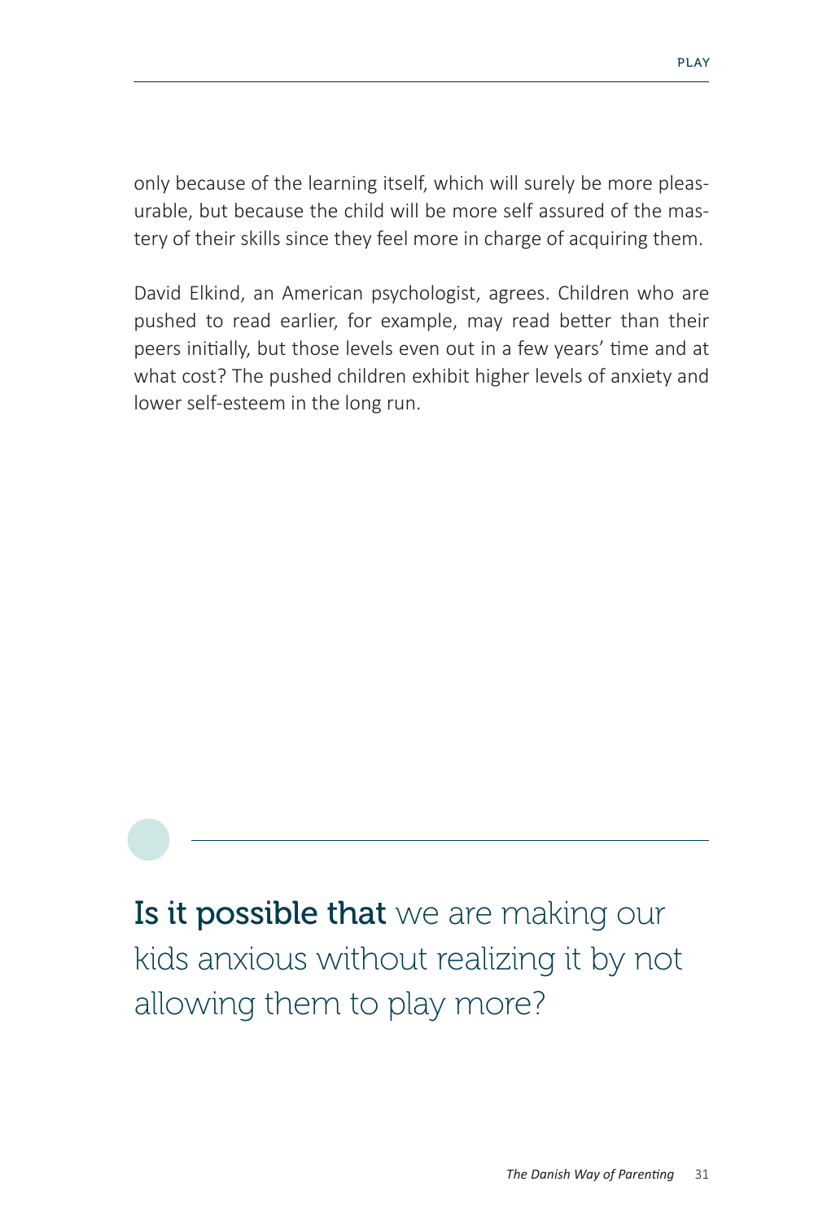only because of the learning itself, which will surely be more pleasurable, but because the child will be more self assured of the mastery of their skills since they feel more in charge of acquiring them.

David Elkind, an American psychologist, agrees. Children who are pushed to read earlier, for example, may read better than their peers initially, but those levels even out in a few years' time and at what cost? The pushed children exhibit higher levels of anxiety and lower self-esteem in the long run.

**Is it possible that** we are making our kids anxious without realizing it by not allowing them to play more?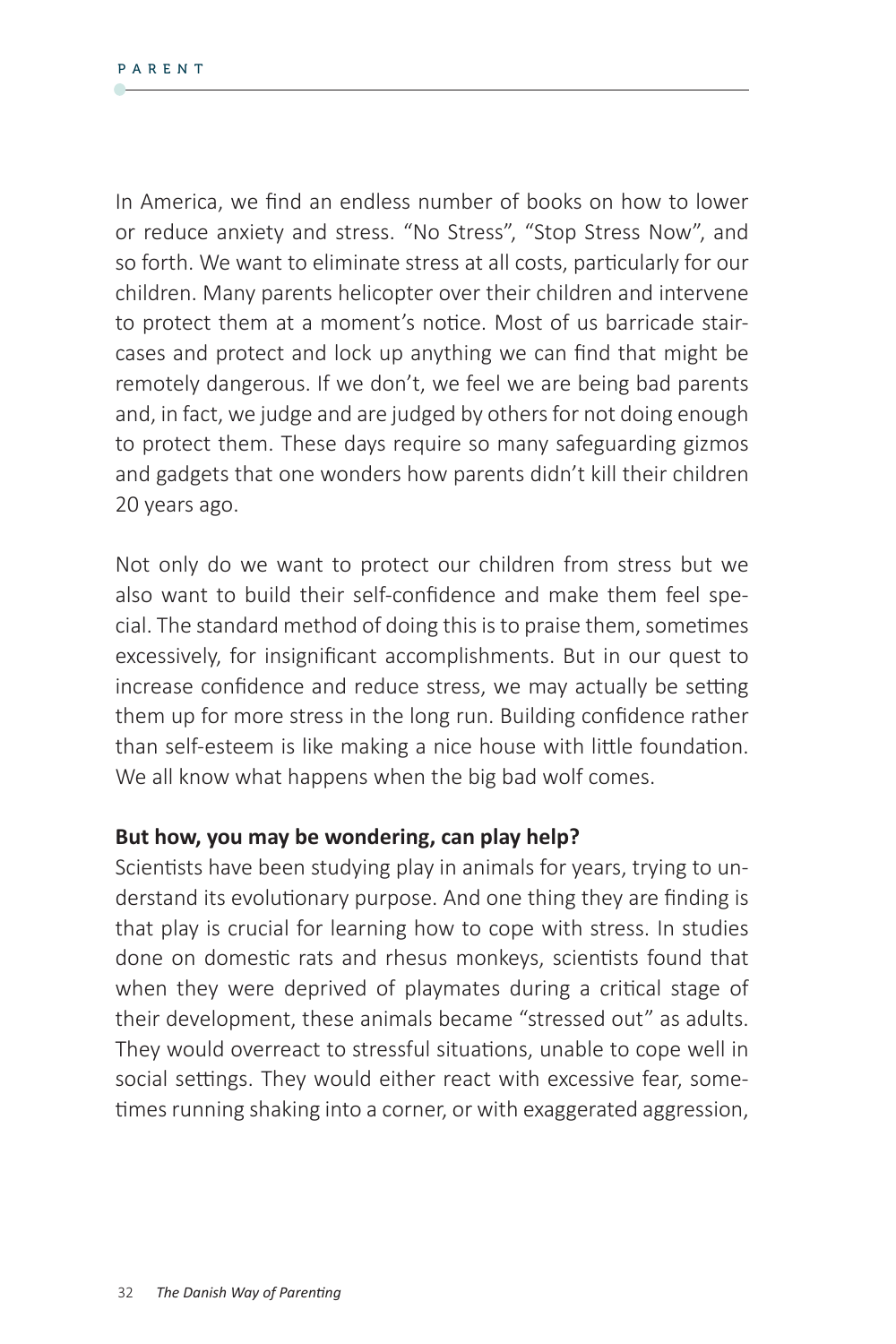In America, we find an endless number of books on how to lower or reduce anxiety and stress. "No Stress", "Stop Stress Now", and so forth. We want to eliminate stress at all costs, particularly for our children. Many parents helicopter over their children and intervene to protect them at a moment's notice. Most of us barricade staircases and protect and lock up anything we can find that might be remotely dangerous. If we don't, we feel we are being bad parents and, in fact, we judge and are judged by others for not doing enough to protect them. These days require so many safeguarding gizmos and gadgets that one wonders how parents didn't kill their children 20 years ago.

Not only do we want to protect our children from stress but we also want to build their self-confidence and make them feel special. The standard method of doing this is to praise them, sometimes excessively, for insignificant accomplishments. But in our quest to increase confidence and reduce stress, we may actually be setting them up for more stress in the long run. Building confidence rather than self-esteem is like making a nice house with little foundation. We all know what happens when the big bad wolf comes.

**But how, you may be wondering, can play help?**

Scientists have been studying play in animals for years, trying to understand its evolutionary purpose. And one thing they are finding is that play is crucial for learning how to cope with stress. In studies done on domestic rats and rhesus monkeys, scientists found that when they were deprived of playmates during a critical stage of their development, these animals became "stressed out" as adults. They would overreact to stressful situations, unable to cope well in social settings. They would either react with excessive fear, sometimes running shaking into a corner, or with exaggerated aggression,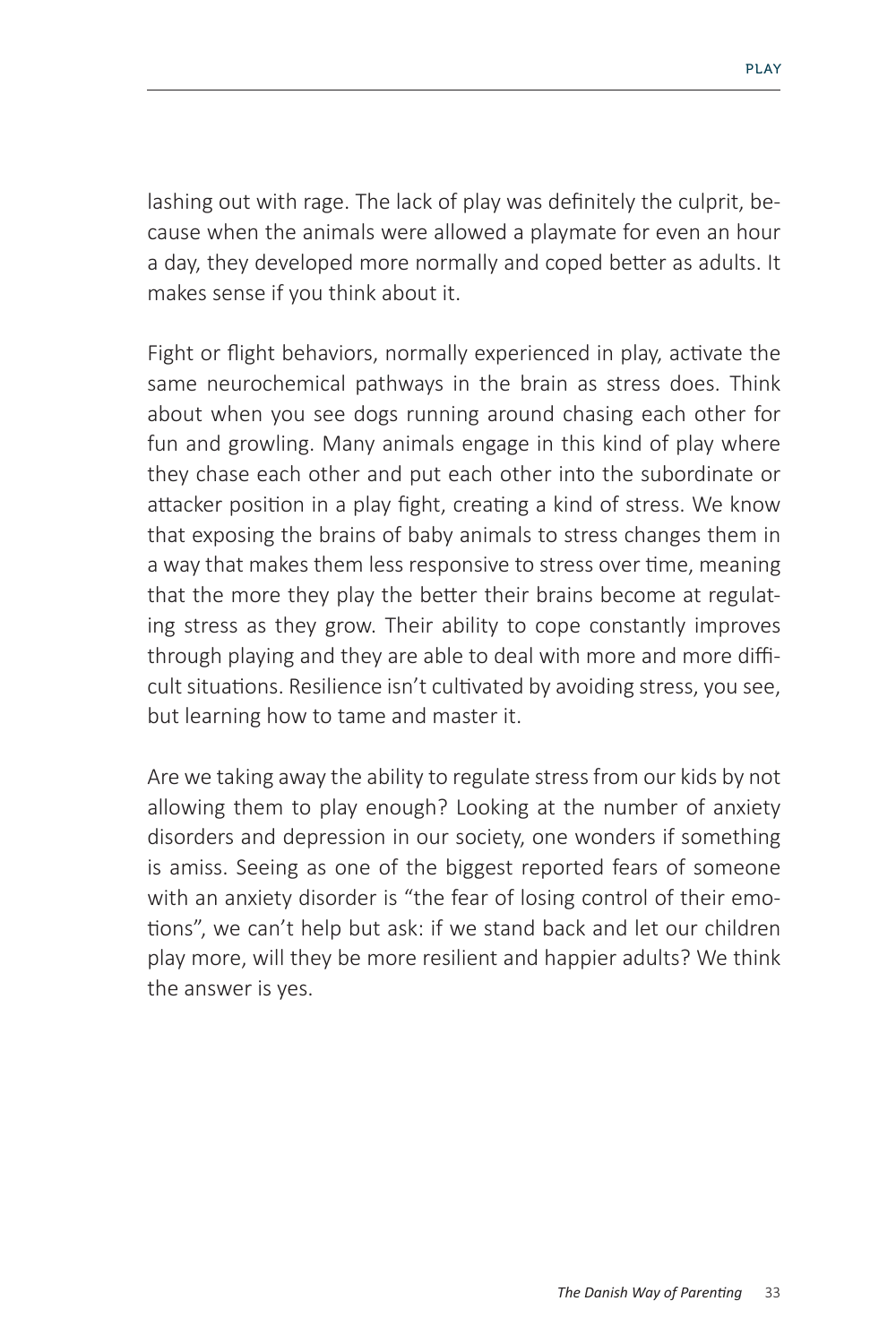lashing out with rage. The lack of play was definitely the culprit, because when the animals were allowed a playmate for even an hour a day, they developed more normally and coped better as adults. It makes sense if you think about it.

Fight or flight behaviors, normally experienced in play, activate the same neurochemical pathways in the brain as stress does. Think about when you see dogs running around chasing each other for fun and growling. Many animals engage in this kind of play where they chase each other and put each other into the subordinate or attacker position in a play fight, creating a kind of stress. We know that exposing the brains of baby animals to stress changes them in a way that makes them less responsive to stress over time, meaning that the more they play the better their brains become at regulating stress as they grow. Their ability to cope constantly improves through playing and they are able to deal with more and more difficult situations. Resilience isn't cultivated by avoiding stress, you see, but learning how to tame and master it.

Are we taking away the ability to regulate stress from our kids by not allowing them to play enough? Looking at the number of anxiety disorders and depression in our society, one wonders if something is amiss. Seeing as one of the biggest reported fears of someone with an anxiety disorder is "the fear of losing control of their emotions", we can't help but ask: if we stand back and let our children play more, will they be more resilient and happier adults? We think the answer is yes.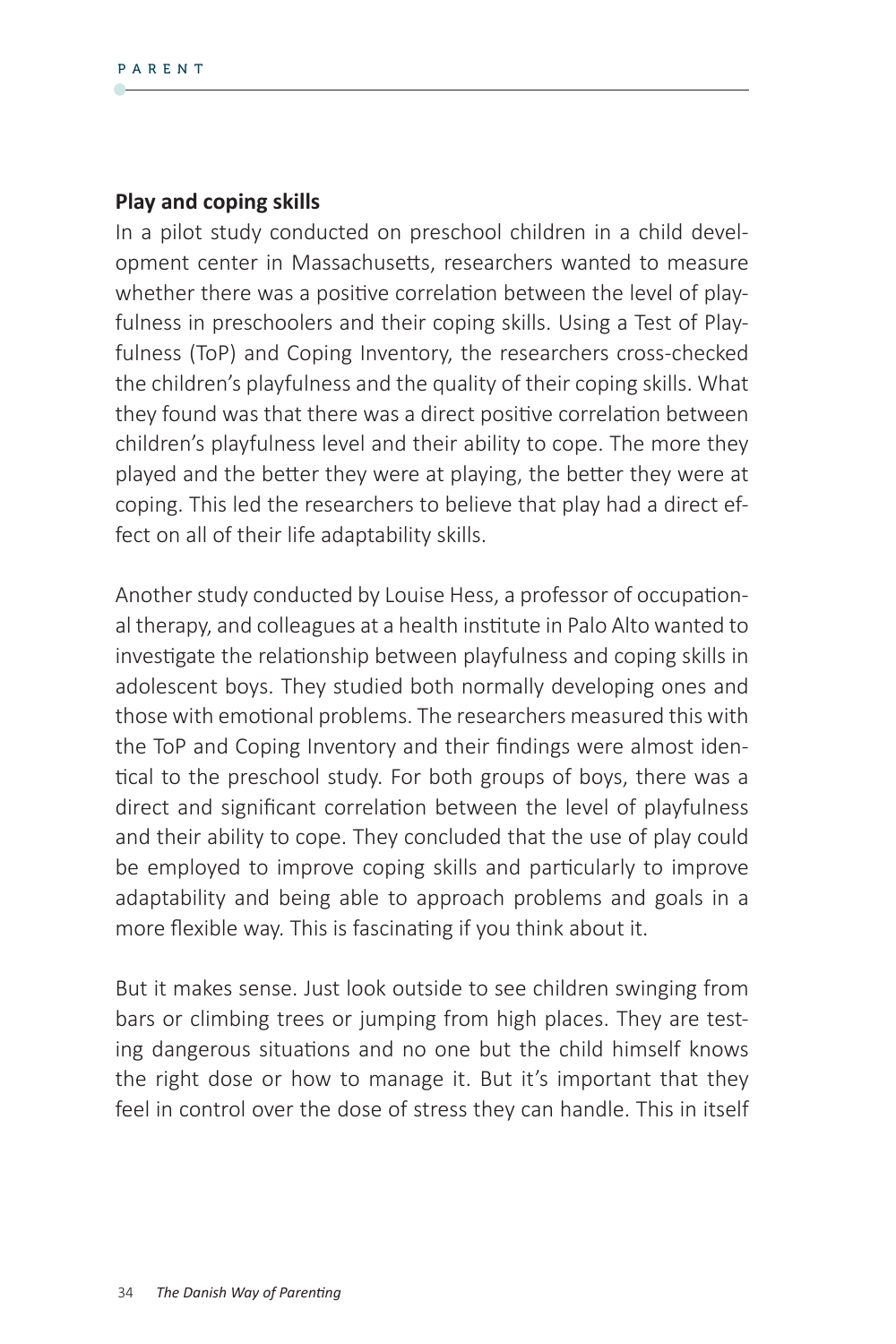**Play and coping skills**

In a pilot study conducted on preschool children in a child development center in Massachusetts, researchers wanted to measure whether there was a positive correlation between the level of playfulness in preschoolers and their coping skills. Using a Test of Playfulness (ToP) and Coping Inventory, the researchers cross-checked the children's playfulness and the quality of their coping skills. What they found was that there was a direct positive correlation between children's playfulness level and their ability to cope. The more they played and the better they were at playing, the better they were at coping. This led the researchers to believe that play had a direct effect on all of their life adaptability skills.

Another study conducted by Louise Hess, a professor of occupational therapy, and colleagues at a health institute in Palo Alto wanted to investigate the relationship between playfulness and coping skills in adolescent boys. They studied both normally developing ones and those with emotional problems. The researchers measured this with the ToP and Coping Inventory and their findings were almost identical to the preschool study. For both groups of boys, there was a direct and significant correlation between the level of playfulness and their ability to cope. They concluded that the use of play could be employed to improve coping skills and particularly to improve adaptability and being able to approach problems and goals in a more flexible way. This is fascinating if you think about it.

But it makes sense. Just look outside to see children swinging from bars or climbing trees or jumping from high places. They are testing dangerous situations and no one but the child himself knows the right dose or how to manage it. But it's important that they feel in control over the dose of stress they can handle. This in itself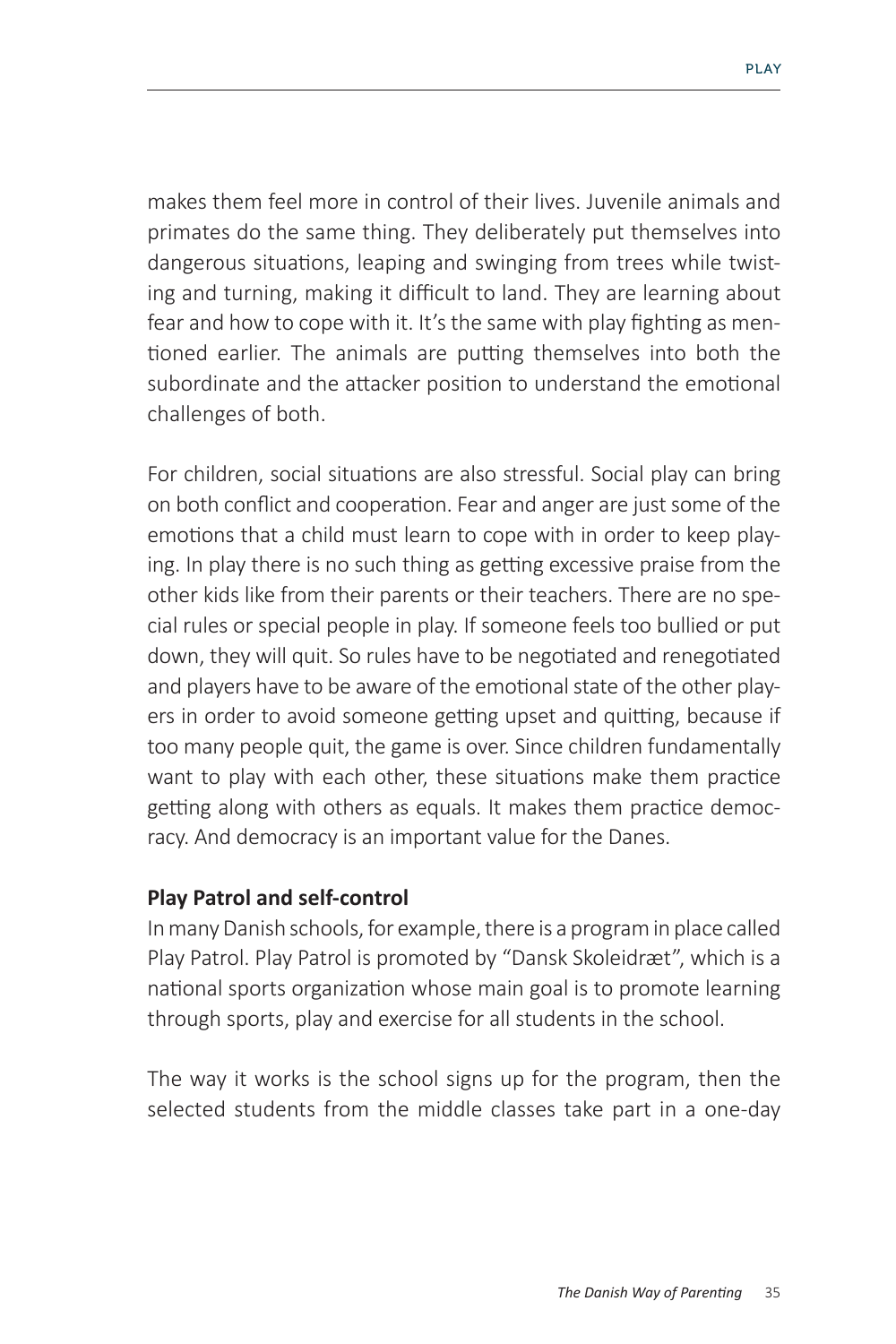makes them feel more in control of their lives. Juvenile animals and primates do the same thing. They deliberately put themselves into dangerous situations, leaping and swinging from trees while twisting and turning, making it difficult to land. They are learning about fear and how to cope with it. It's the same with play fighting as mentioned earlier. The animals are putting themselves into both the subordinate and the attacker position to understand the emotional challenges of both.

For children, social situations are also stressful. Social play can bring on both conflict and cooperation. Fear and anger are just some of the emotions that a child must learn to cope with in order to keep playing. In play there is no such thing as getting excessive praise from the other kids like from their parents or their teachers. There are no special rules or special people in play. If someone feels too bullied or put down, they will quit. So rules have to be negotiated and renegotiated and players have to be aware of the emotional state of the other players in order to avoid someone getting upset and quitting, because if too many people quit, the game is over. Since children fundamentally want to play with each other, these situations make them practice getting along with others as equals. It makes them practice democracy. And democracy is an important value for the Danes.

**Play Patrol and self-control**

In many Danish schools, for example, there is a program in place called Play Patrol. Play Patrol is promoted by "Dansk Skoleidræt", which is a national sports organization whose main goal is to promote learning through sports, play and exercise for all students in the school.

The way it works is the school signs up for the program, then the selected students from the middle classes take part in a one-day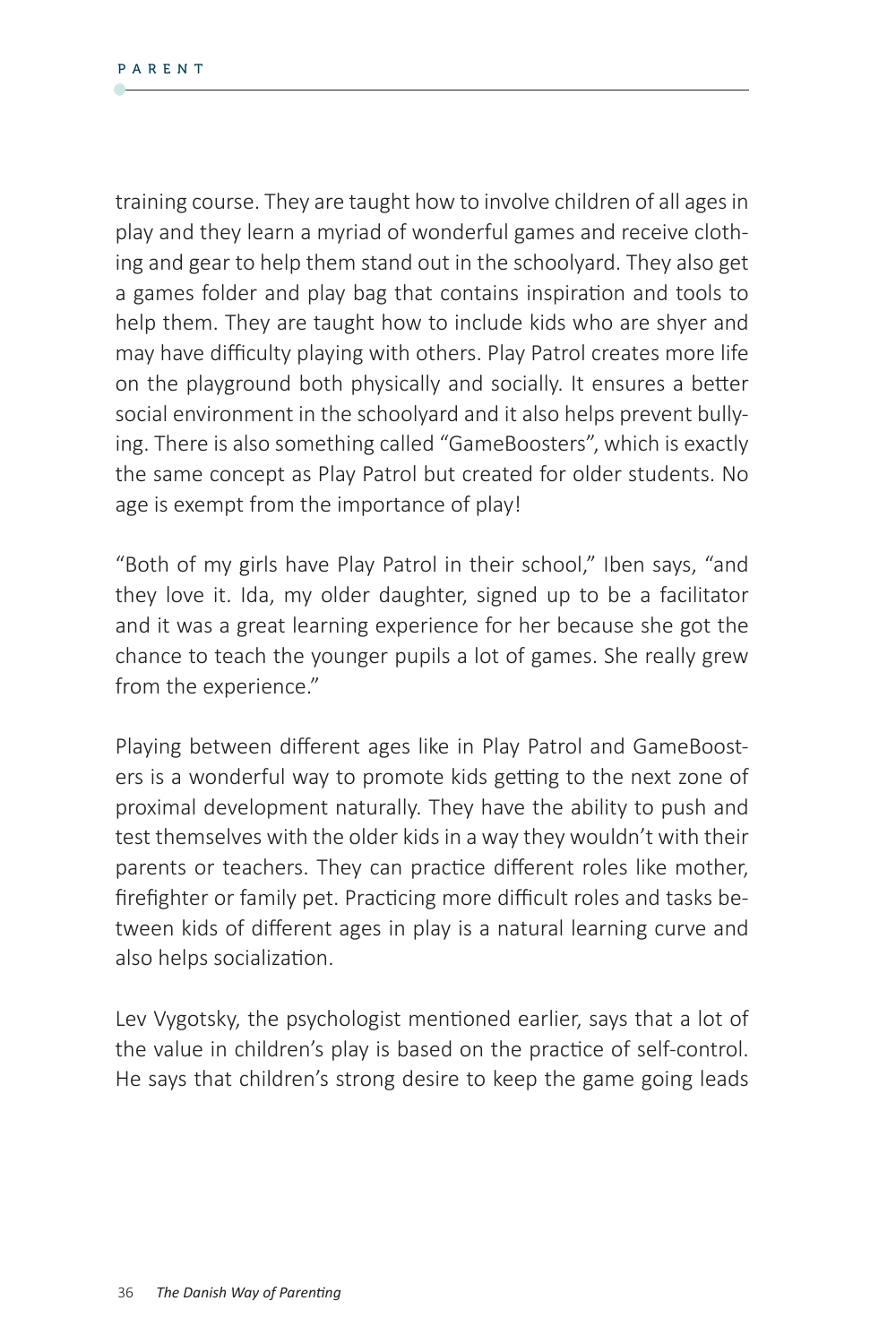training course. They are taught how to involve children of all ages in play and they learn a myriad of wonderful games and receive clothing and gear to help them stand out in the schoolyard. They also get a games folder and play bag that contains inspiration and tools to help them. They are taught how to include kids who are shyer and may have difficulty playing with others. Play Patrol creates more life on the playground both physically and socially. It ensures a better social environment in the schoolyard and it also helps prevent bullying. There is also something called "GameBoosters", which is exactly the same concept as Play Patrol but created for older students. No age is exempt from the importance of play!

"Both of my girls have Play Patrol in their school," Iben says, "and they love it. Ida, my older daughter, signed up to be a facilitator and it was a great learning experience for her because she got the chance to teach the younger pupils a lot of games. She really grew from the experience."

Playing between different ages like in Play Patrol and GameBoosters is a wonderful way to promote kids getting to the next zone of proximal development naturally. They have the ability to push and test themselves with the older kids in a way they wouldn't with their parents or teachers. They can practice different roles like mother, firefighter or family pet. Practicing more difficult roles and tasks between kids of different ages in play is a natural learning curve and also helps socialization.

Lev Vygotsky, the psychologist mentioned earlier, says that a lot of the value in children's play is based on the practice of self-control. He says that children's strong desire to keep the game going leads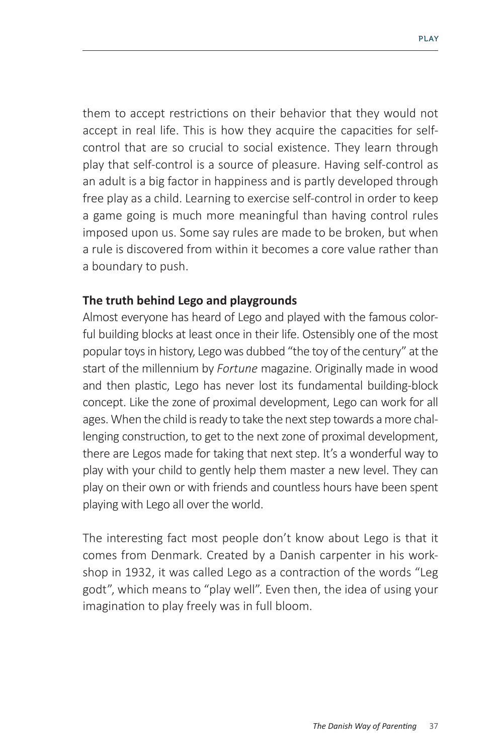them to accept restrictions on their behavior that they would not accept in real life. This is how they acquire the capacities for self-control that are so crucial to social existence. They learn through play that self-control is a source of pleasure. Having self-control as an adult is a big factor in happiness and is partly developed through free play as a child. Learning to exercise self-control in order to keep a game going is much more meaningful than having control rules imposed upon us. Some say rules are made to be broken, but when a rule is discovered from within it becomes a core value rather than a boundary to push.

**The truth behind Lego and playgrounds**

Almost everyone has heard of Lego and played with the famous colorful building blocks at least once in their life. Ostensibly one of the most popular toys in history, Lego was dubbed "the toy of the century" at the start of the millennium by *Fortune* magazine. Originally made in wood and then plastic, Lego has never lost its fundamental building-block concept. Like the zone of proximal development, Lego can work for all ages. When the child is ready to take the next step towards a more challenging construction, to get to the next zone of proximal development, there are Legos made for taking that next step. It's a wonderful way to play with your child to gently help them master a new level. They can play on their own or with friends and countless hours have been spent playing with Lego all over the world.

The interesting fact most people don't know about Lego is that it comes from Denmark. Created by a Danish carpenter in his workshop in 1932, it was called Lego as a contraction of the words "Leg godt", which means to "play well". Even then, the idea of using your imagination to play freely was in full bloom.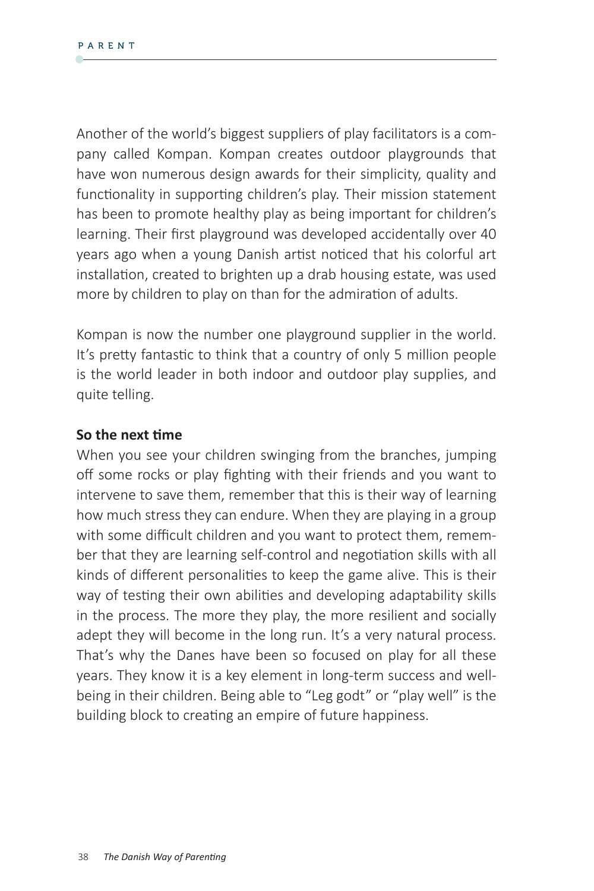Another of the world's biggest suppliers of play facilitators is a company called Kompan. Kompan creates outdoor playgrounds that have won numerous design awards for their simplicity, quality and functionality in supporting children's play. Their mission statement has been to promote healthy play as being important for children's learning. Their first playground was developed accidentally over 40 years ago when a young Danish artist noticed that his colorful art installation, created to brighten up a drab housing estate, was used more by children to play on than for the admiration of adults.

Kompan is now the number one playground supplier in the world. It's pretty fantastic to think that a country of only 5 million people is the world leader in both indoor and outdoor play supplies, and quite telling.

**So the next time**

When you see your children swinging from the branches, jumping off some rocks or play fighting with their friends and you want to intervene to save them, remember that this is their way of learning how much stress they can endure. When they are playing in a group with some difficult children and you want to protect them, remember that they are learning self-control and negotiation skills with all kinds of different personalities to keep the game alive. This is their way of testing their own abilities and developing adaptability skills in the process. The more they play, the more resilient and socially adept they will become in the long run. It's a very natural process. That's why the Danes have been so focused on play for all these years. They know it is a key element in long-term success and well-being in their children. Being able to "Leg godt" or "play well" is the building block to creating an empire of future happiness.